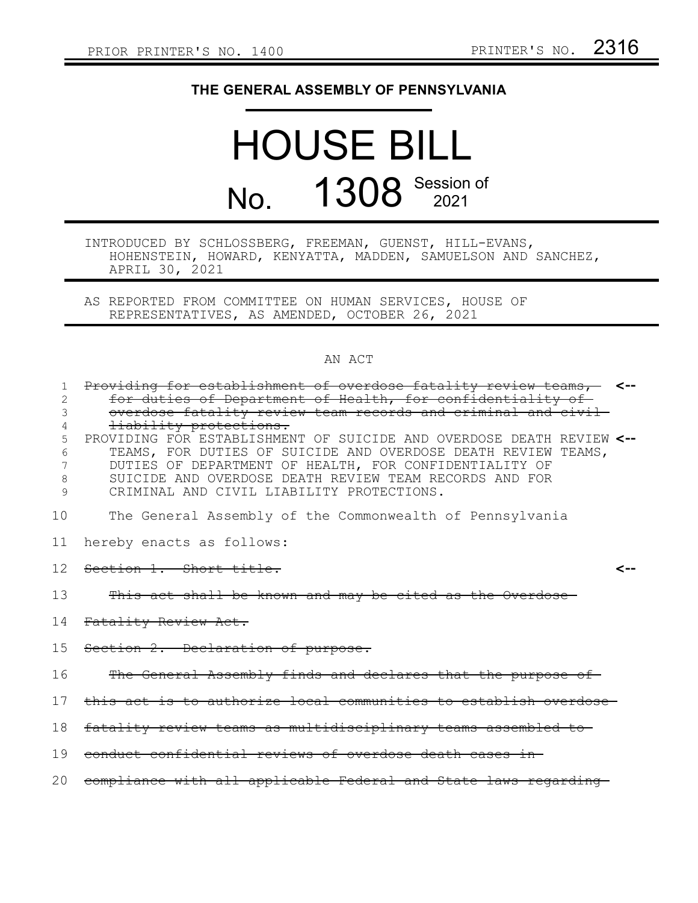PRIOR PRINTER'S NO. 1400 PRINTER'S NO. 2316

# THE GENERAL ASSEMBLY OF PENNSYLVANIA

# HOUSE BILL

# No. 1308 Session of 2021

INTRODUCED BY SCHLOSSBERG, FREEMAN, GUENST, HILL-EVANS, HOHENSTEIN, HOWARD, KENYATTA, MADDEN, SAMUELSON AND SANCHEZ, APRIL 30, 2021

AS REPORTED FROM COMMITTEE ON HUMAN SERVICES, HOUSE OF REPRESENTATIVES, AS AMENDED, OCTOBER 26, 2021

## AN ACT

1 ~~Providing for establishment of overdose fatality review teams,~~ <--
2 ~~for duties of Department of Health, for confidentiality of~~
3 ~~overdose fatality review team records and criminal and civil~~
4 ~~liability protections.~~
5 PROVIDING FOR ESTABLISHMENT OF SUICIDE AND OVERDOSE DEATH REVIEW <--
6 TEAMS, FOR DUTIES OF SUICIDE AND OVERDOSE DEATH REVIEW TEAMS,
7 DUTIES OF DEPARTMENT OF HEALTH, FOR CONFIDENTIALITY OF
8 SUICIDE AND OVERDOSE DEATH REVIEW TEAM RECORDS AND FOR
9 CRIMINAL AND CIVIL LIABILITY PROTECTIONS.

10 The General Assembly of the Commonwealth of Pennsylvania
11 hereby enacts as follows:

12 ~~Section 1. Short title.~~ <--
13 ~~This act shall be known and may be cited as the Overdose~~
14 ~~Fatality Review Act.~~
15 ~~Section 2. Declaration of purpose.~~
16 ~~The General Assembly finds and declares that the purpose of~~
17 ~~this act is to authorize local communities to establish overdose~~
18 ~~fatality review teams as multidisciplinary teams assembled to~~
19 ~~conduct confidential reviews of overdose death cases in~~
20 ~~compliance with all applicable Federal and State laws regarding~~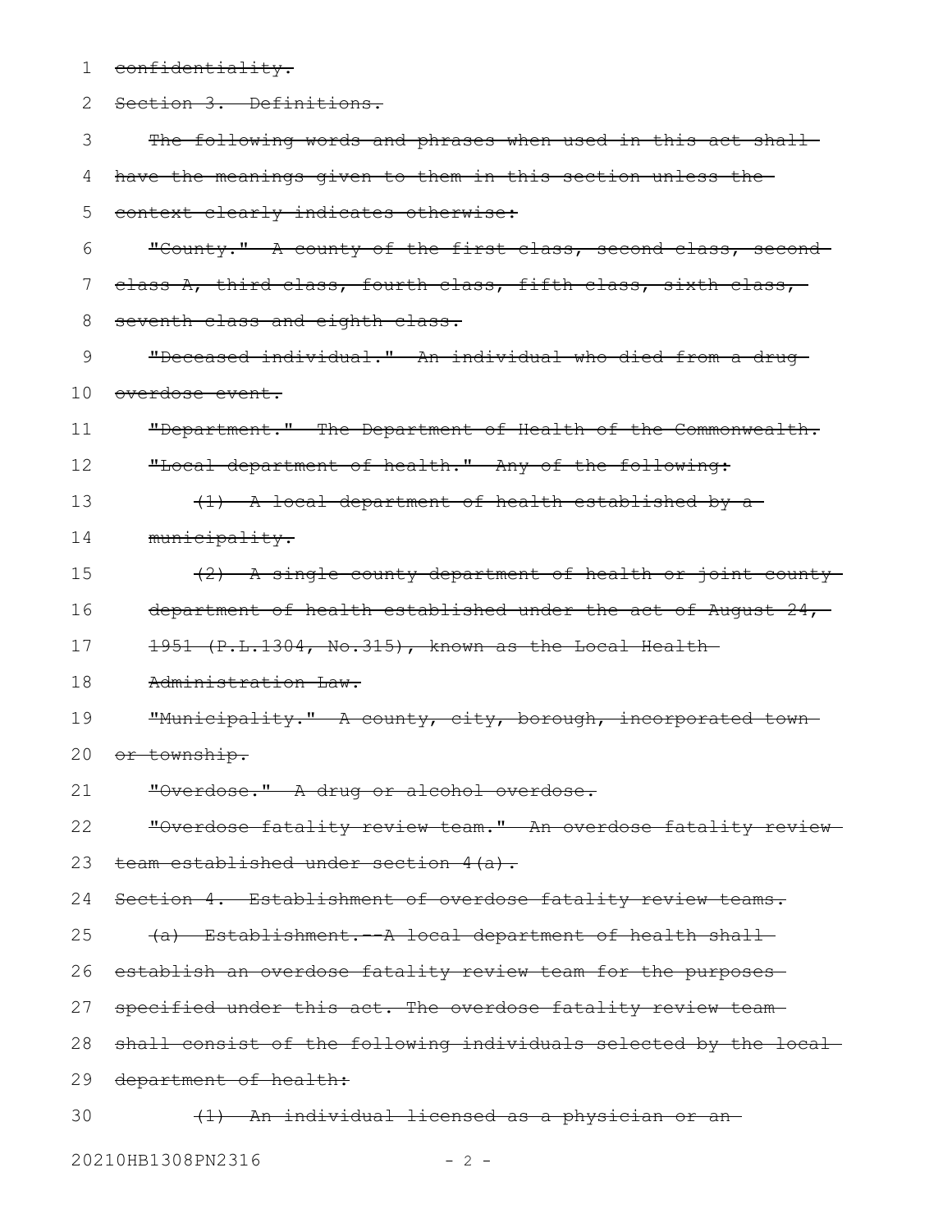~~confidentiality.~~

~~Section 3. Definitions.~~

~~The following words and phrases when used in this act shall have the meanings given to them in this section unless the context clearly indicates otherwise:~~

~~"County." A county of the first class, second class, second class A, third class, fourth class, fifth class, sixth class, seventh class and eighth class.~~

~~"Deceased individual." An individual who died from a drug overdose event.~~

~~"Department." The Department of Health of the Commonwealth.~~

~~"Local department of health." Any of the following:~~

~~(1) A local department of health established by a municipality.~~

~~(2) A single county department of health or joint county department of health established under the act of August 24, 1951 (P.L.1304, No.315), known as the Local Health Administration Law.~~

~~"Municipality." A county, city, borough, incorporated town or township.~~

~~"Overdose." A drug or alcohol overdose.~~

~~"Overdose fatality review team." An overdose fatality review team established under section 4(a).~~

~~Section 4. Establishment of overdose fatality review teams.~~

~~(a) Establishment.--A local department of health shall establish an overdose fatality review team for the purposes specified under this act. The overdose fatality review team shall consist of the following individuals selected by the local department of health:~~

~~(1) An individual licensed as a physician or an~~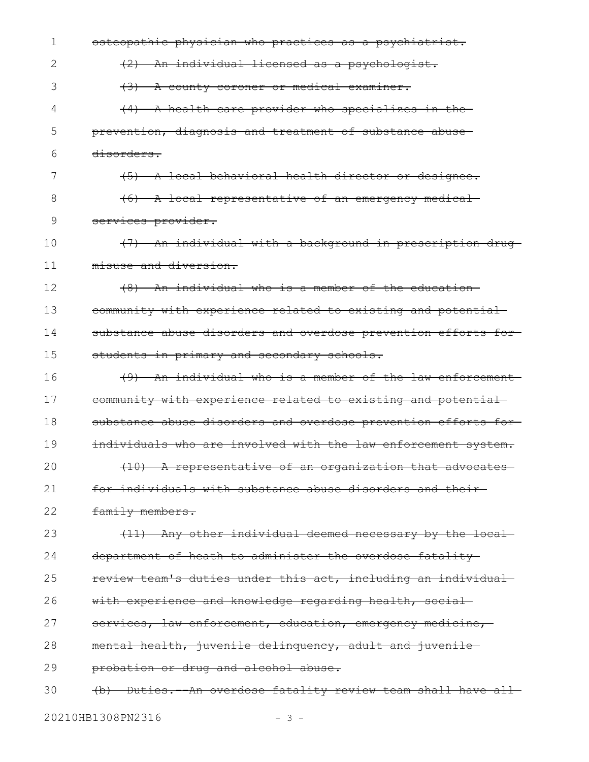~~osteopathic physician who practices as a psychiatrist.~~

~~(2) An individual licensed as a psychologist.~~

~~(3) A county coroner or medical examiner.~~

~~(4) A health care provider who specializes in the prevention, diagnosis and treatment of substance abuse disorders.~~

~~(5) A local behavioral health director or designee.~~

~~(6) A local representative of an emergency medical services provider.~~

~~(7) An individual with a background in prescription drug misuse and diversion.~~

~~(8) An individual who is a member of the education community with experience related to existing and potential substance abuse disorders and overdose prevention efforts for students in primary and secondary schools.~~

~~(9) An individual who is a member of the law enforcement community with experience related to existing and potential substance abuse disorders and overdose prevention efforts for individuals who are involved with the law enforcement system.~~

~~(10) A representative of an organization that advocates for individuals with substance abuse disorders and their family members.~~

~~(11) Any other individual deemed necessary by the local department of heath to administer the overdose fatality review team's duties under this act, including an individual with experience and knowledge regarding health, social services, law enforcement, education, emergency medicine, mental health, juvenile delinquency, adult and juvenile probation or drug and alcohol abuse.~~

~~(b) Duties.--An overdose fatality review team shall have all~~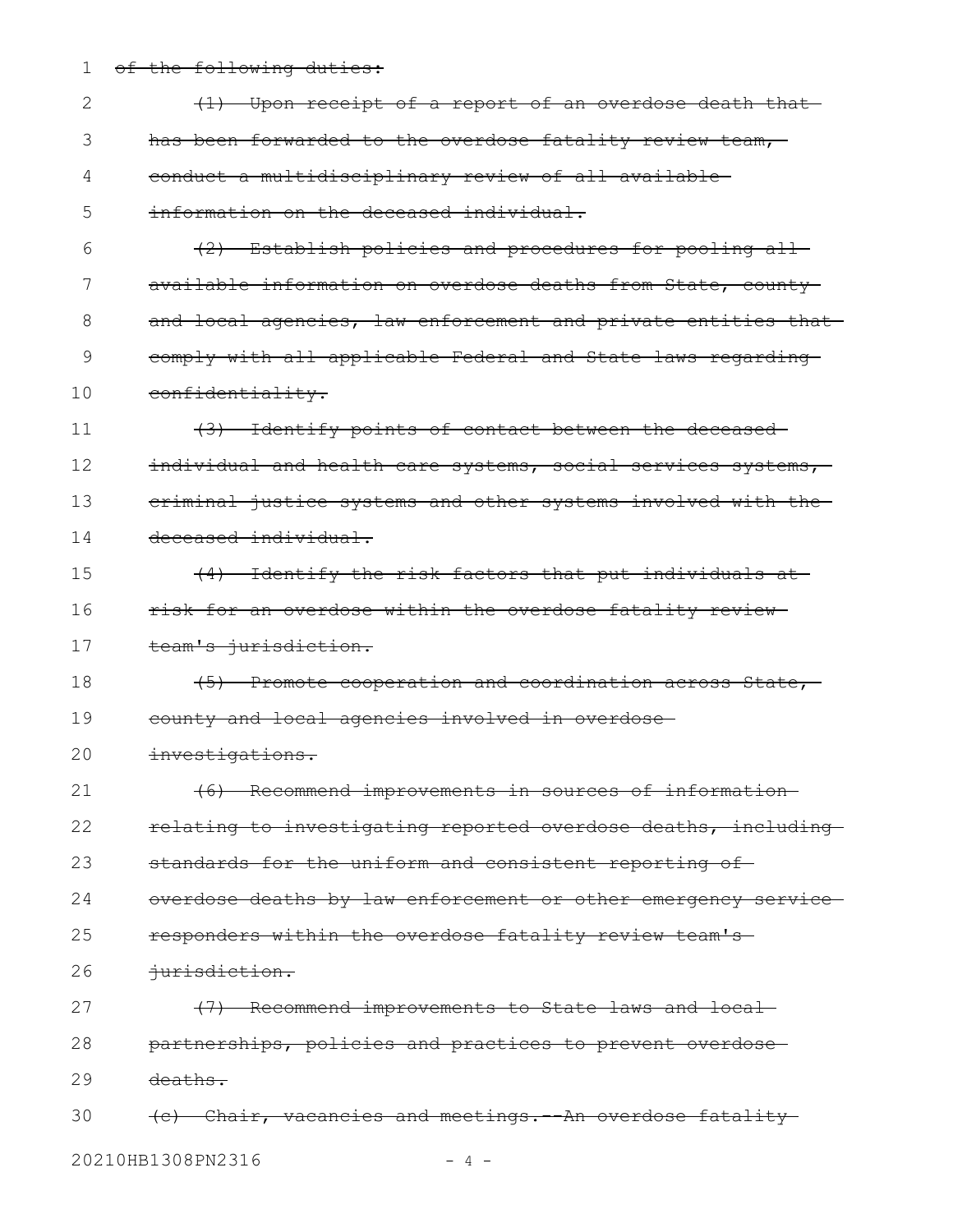~~of the following duties:~~

~~(1) Upon receipt of a report of an overdose death that has been forwarded to the overdose fatality review team, conduct a multidisciplinary review of all available information on the deceased individual.~~

~~(2) Establish policies and procedures for pooling all available information on overdose deaths from State, county and local agencies, law enforcement and private entities that comply with all applicable Federal and State laws regarding confidentiality.~~

~~(3) Identify points of contact between the deceased individual and health care systems, social services systems, criminal justice systems and other systems involved with the deceased individual.~~

~~(4) Identify the risk factors that put individuals at risk for an overdose within the overdose fatality review team's jurisdiction.~~

~~(5) Promote cooperation and coordination across State, county and local agencies involved in overdose investigations.~~

~~(6) Recommend improvements in sources of information relating to investigating reported overdose deaths, including standards for the uniform and consistent reporting of overdose deaths by law enforcement or other emergency service responders within the overdose fatality review team's jurisdiction.~~

~~(7) Recommend improvements to State laws and local partnerships, policies and practices to prevent overdose deaths.~~

~~(c) Chair, vacancies and meetings.--An overdose fatality~~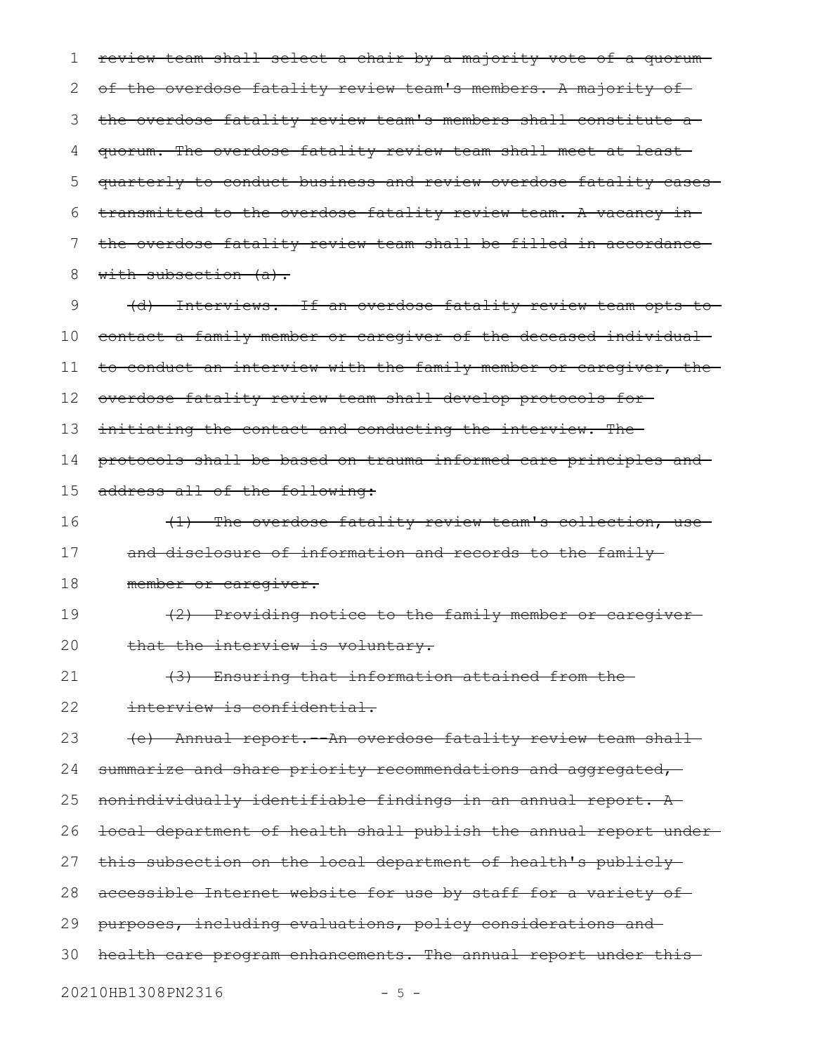~~review team shall select a chair by a majority vote of a quorum of the overdose fatality review team's members. A majority of the overdose fatality review team's members shall constitute a quorum. The overdose fatality review team shall meet at least quarterly to conduct business and review overdose fatality cases transmitted to the overdose fatality review team. A vacancy in the overdose fatality review team shall be filled in accordance with subsection (a).~~

~~(d) Interviews. If an overdose fatality review team opts to contact a family member or caregiver of the deceased individual to conduct an interview with the family member or caregiver, the overdose fatality review team shall develop protocols for initiating the contact and conducting the interview. The protocols shall be based on trauma informed care principles and address all of the following:~~

~~(1) The overdose fatality review team's collection, use and disclosure of information and records to the family member or caregiver.~~

~~(2) Providing notice to the family member or caregiver that the interview is voluntary.~~

~~(3) Ensuring that information attained from the interview is confidential.~~

~~(e) Annual report.--An overdose fatality review team shall summarize and share priority recommendations and aggregated, nonindividually identifiable findings in an annual report. A local department of health shall publish the annual report under this subsection on the local department of health's publicly accessible Internet website for use by staff for a variety of purposes, including evaluations, policy considerations and health care program enhancements. The annual report under this~~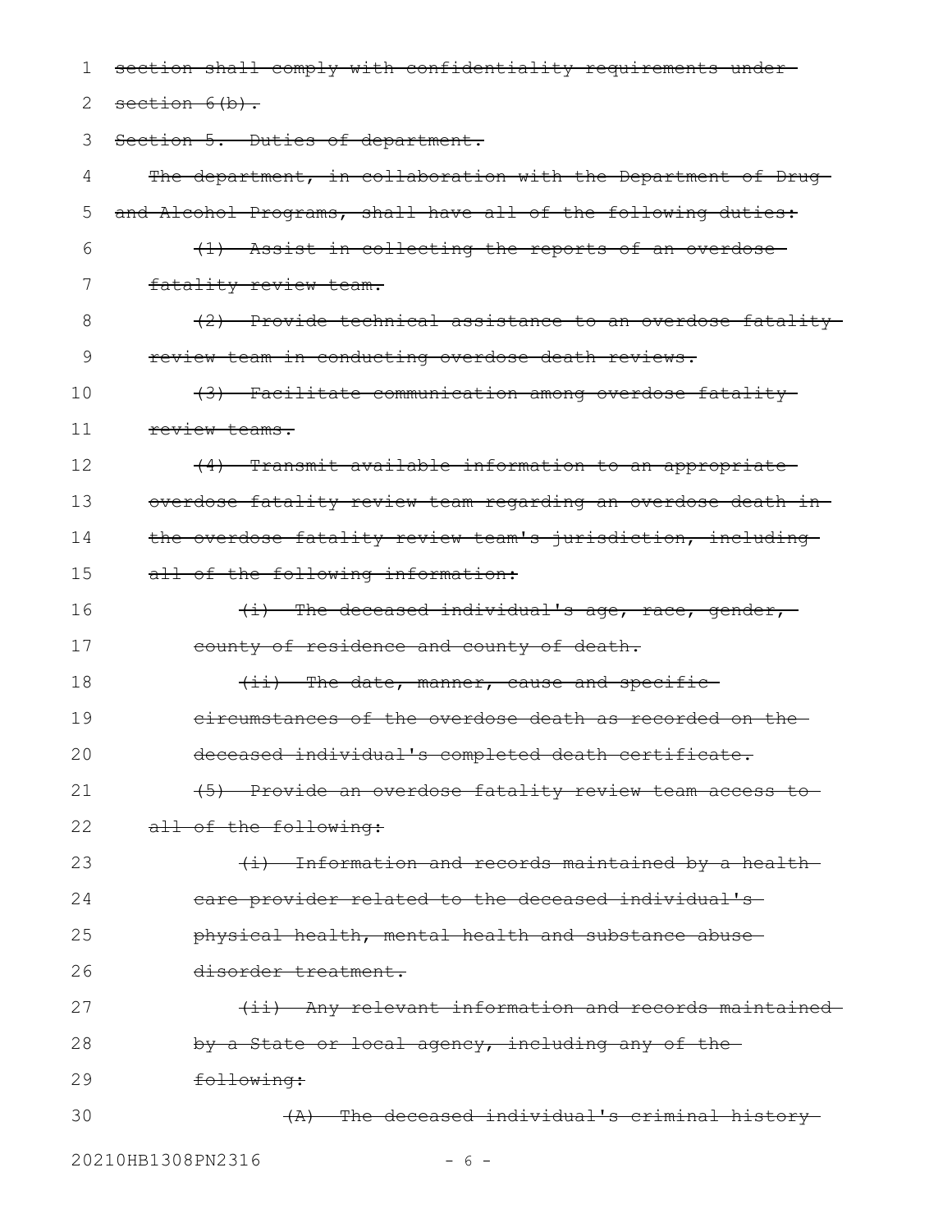~~section shall comply with confidentiality requirements under section 6(b).~~

~~Section 5. Duties of department.~~

~~The department, in collaboration with the Department of Drug and Alcohol Programs, shall have all of the following duties:~~

~~(1) Assist in collecting the reports of an overdose fatality review team.~~

~~(2) Provide technical assistance to an overdose fatality review team in conducting overdose death reviews.~~

~~(3) Facilitate communication among overdose fatality review teams.~~

~~(4) Transmit available information to an appropriate overdose fatality review team regarding an overdose death in the overdose fatality review team's jurisdiction, including all of the following information:~~

~~(i) The deceased individual's age, race, gender, county of residence and county of death.~~

~~(ii) The date, manner, cause and specific circumstances of the overdose death as recorded on the deceased individual's completed death certificate.~~

~~(5) Provide an overdose fatality review team access to all of the following:~~

~~(i) Information and records maintained by a health care provider related to the deceased individual's physical health, mental health and substance abuse disorder treatment.~~

~~(ii) Any relevant information and records maintained by a State or local agency, including any of the following:~~

~~(A) The deceased individual's criminal history~~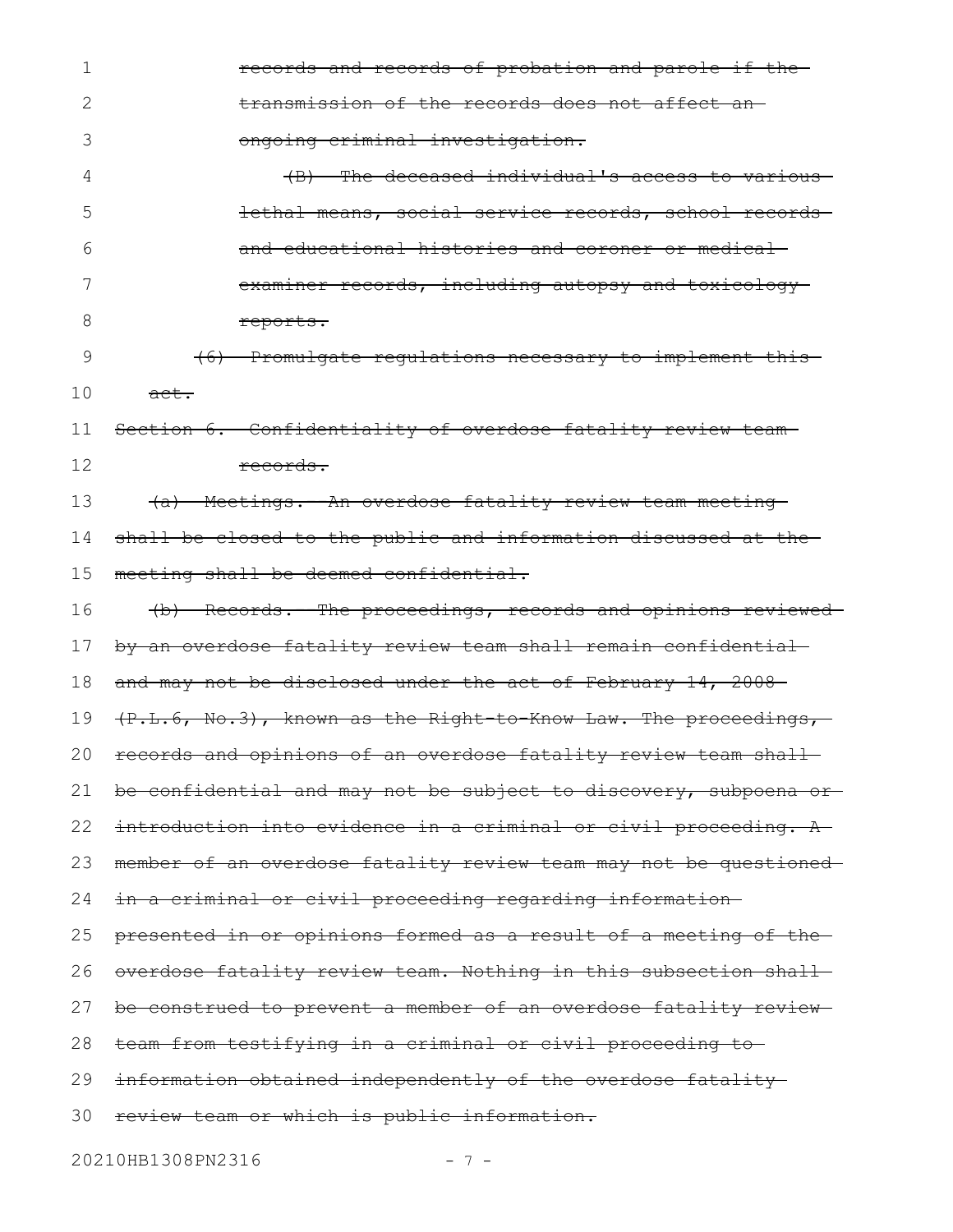records and records of probation and parole if the transmission of the records does not affect an ongoing criminal investigation.

(B) The deceased individual's access to various lethal means, social service records, school records and educational histories and coroner or medical examiner records, including autopsy and toxicology reports.

(6) Promulgate regulations necessary to implement this act.

Section 6. Confidentiality of overdose fatality review team records.

(a) Meetings.--An overdose fatality review team meeting shall be closed to the public and information discussed at the meeting shall be deemed confidential.

(b) Records.--The proceedings, records and opinions reviewed by an overdose fatality review team shall remain confidential and may not be disclosed under the act of February 14, 2008 (P.L.6, No.3), known as the Right-to-Know Law. The proceedings, records and opinions of an overdose fatality review team shall be confidential and may not be subject to discovery, subpoena or introduction into evidence in a criminal or civil proceeding. A member of an overdose fatality review team may not be questioned in a criminal or civil proceeding regarding information presented in or opinions formed as a result of a meeting of the overdose fatality review team. Nothing in this subsection shall be construed to prevent a member of an overdose fatality review team from testifying in a criminal or civil proceeding to information obtained independently of the overdose fatality review team or which is public information.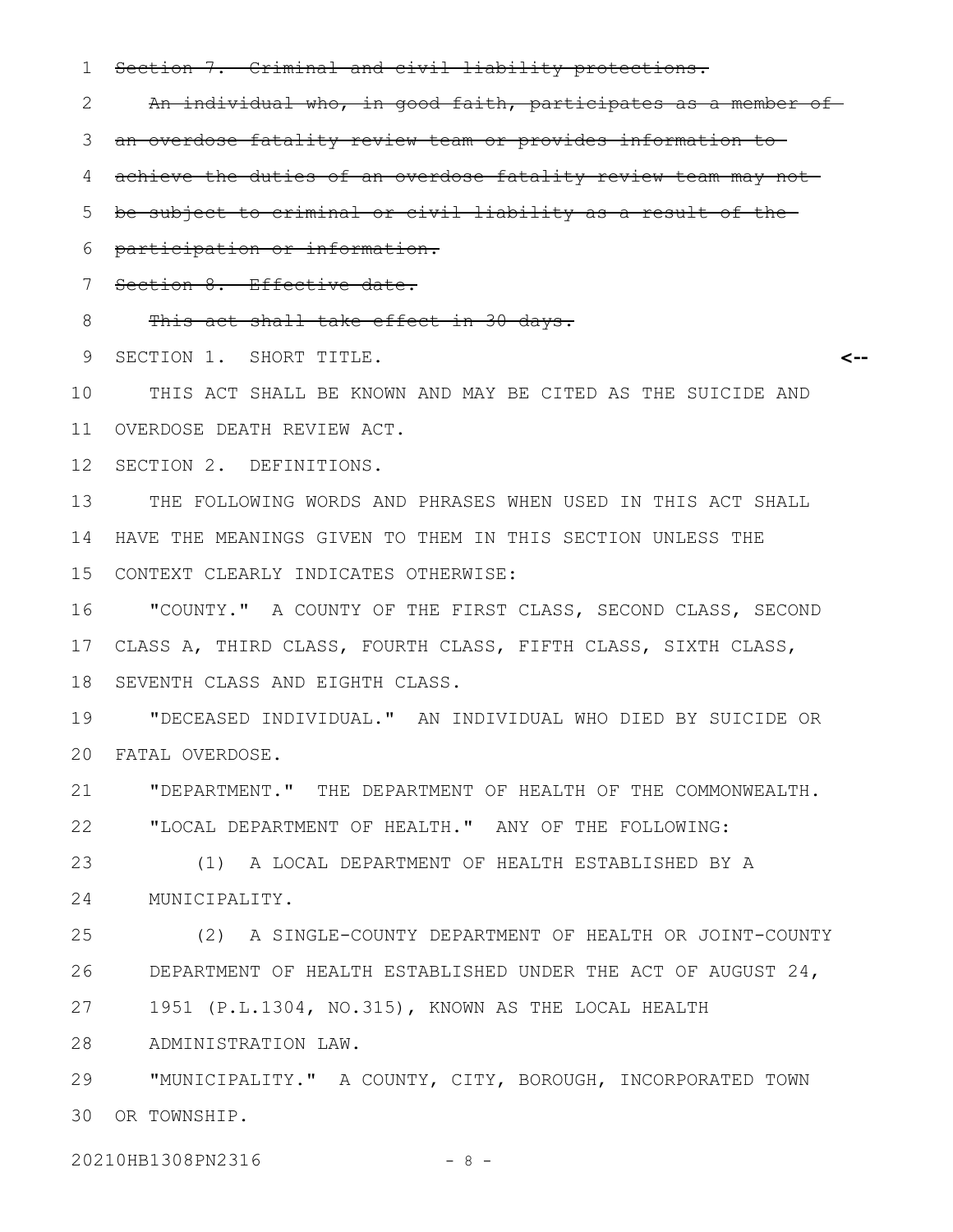~~Section 7. Criminal and civil liability protections.~~

~~An individual who, in good faith, participates as a member of an overdose fatality review team or provides information to achieve the duties of an overdose fatality review team may not be subject to criminal or civil liability as a result of the participation or information.~~

~~Section 8. Effective date.~~

~~This act shall take effect in 30 days.~~

SECTION 1. SHORT TITLE. <--

THIS ACT SHALL BE KNOWN AND MAY BE CITED AS THE SUICIDE AND OVERDOSE DEATH REVIEW ACT.

SECTION 2. DEFINITIONS.

THE FOLLOWING WORDS AND PHRASES WHEN USED IN THIS ACT SHALL HAVE THE MEANINGS GIVEN TO THEM IN THIS SECTION UNLESS THE CONTEXT CLEARLY INDICATES OTHERWISE:

"COUNTY." A COUNTY OF THE FIRST CLASS, SECOND CLASS, SECOND CLASS A, THIRD CLASS, FOURTH CLASS, FIFTH CLASS, SIXTH CLASS, SEVENTH CLASS AND EIGHTH CLASS.

"DECEASED INDIVIDUAL." AN INDIVIDUAL WHO DIED BY SUICIDE OR FATAL OVERDOSE.

"DEPARTMENT." THE DEPARTMENT OF HEALTH OF THE COMMONWEALTH.

"LOCAL DEPARTMENT OF HEALTH." ANY OF THE FOLLOWING:

(1) A LOCAL DEPARTMENT OF HEALTH ESTABLISHED BY A MUNICIPALITY.

(2) A SINGLE-COUNTY DEPARTMENT OF HEALTH OR JOINT-COUNTY DEPARTMENT OF HEALTH ESTABLISHED UNDER THE ACT OF AUGUST 24, 1951 (P.L.1304, NO.315), KNOWN AS THE LOCAL HEALTH ADMINISTRATION LAW.

"MUNICIPALITY." A COUNTY, CITY, BOROUGH, INCORPORATED TOWN OR TOWNSHIP.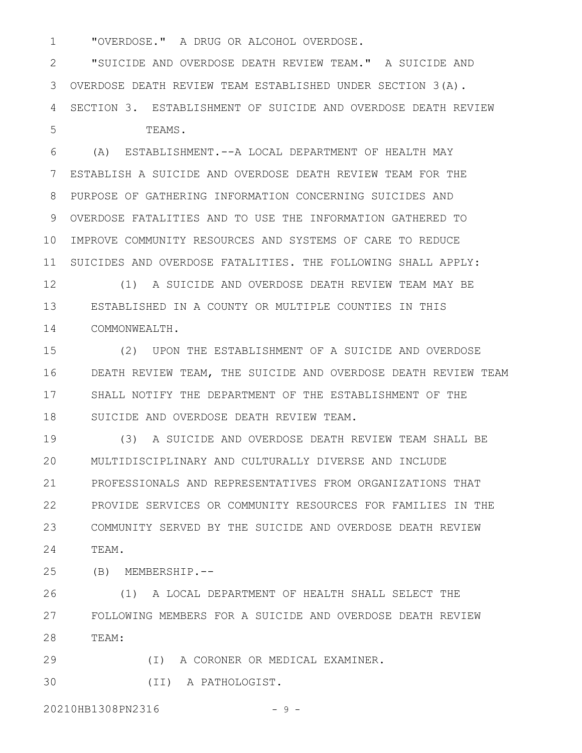"OVERDOSE." A DRUG OR ALCOHOL OVERDOSE.

"SUICIDE AND OVERDOSE DEATH REVIEW TEAM." A SUICIDE AND OVERDOSE DEATH REVIEW TEAM ESTABLISHED UNDER SECTION 3(A).

SECTION 3. ESTABLISHMENT OF SUICIDE AND OVERDOSE DEATH REVIEW TEAMS.

(A) ESTABLISHMENT.--A LOCAL DEPARTMENT OF HEALTH MAY ESTABLISH A SUICIDE AND OVERDOSE DEATH REVIEW TEAM FOR THE PURPOSE OF GATHERING INFORMATION CONCERNING SUICIDES AND OVERDOSE FATALITIES AND TO USE THE INFORMATION GATHERED TO IMPROVE COMMUNITY RESOURCES AND SYSTEMS OF CARE TO REDUCE SUICIDES AND OVERDOSE FATALITIES. THE FOLLOWING SHALL APPLY:

(1) A SUICIDE AND OVERDOSE DEATH REVIEW TEAM MAY BE ESTABLISHED IN A COUNTY OR MULTIPLE COUNTIES IN THIS COMMONWEALTH.

(2) UPON THE ESTABLISHMENT OF A SUICIDE AND OVERDOSE DEATH REVIEW TEAM, THE SUICIDE AND OVERDOSE DEATH REVIEW TEAM SHALL NOTIFY THE DEPARTMENT OF THE ESTABLISHMENT OF THE SUICIDE AND OVERDOSE DEATH REVIEW TEAM.

(3) A SUICIDE AND OVERDOSE DEATH REVIEW TEAM SHALL BE MULTIDISCIPLINARY AND CULTURALLY DIVERSE AND INCLUDE PROFESSIONALS AND REPRESENTATIVES FROM ORGANIZATIONS THAT PROVIDE SERVICES OR COMMUNITY RESOURCES FOR FAMILIES IN THE COMMUNITY SERVED BY THE SUICIDE AND OVERDOSE DEATH REVIEW TEAM.

(B) MEMBERSHIP.--

(1) A LOCAL DEPARTMENT OF HEALTH SHALL SELECT THE FOLLOWING MEMBERS FOR A SUICIDE AND OVERDOSE DEATH REVIEW TEAM:

(I) A CORONER OR MEDICAL EXAMINER.

(II) A PATHOLOGIST.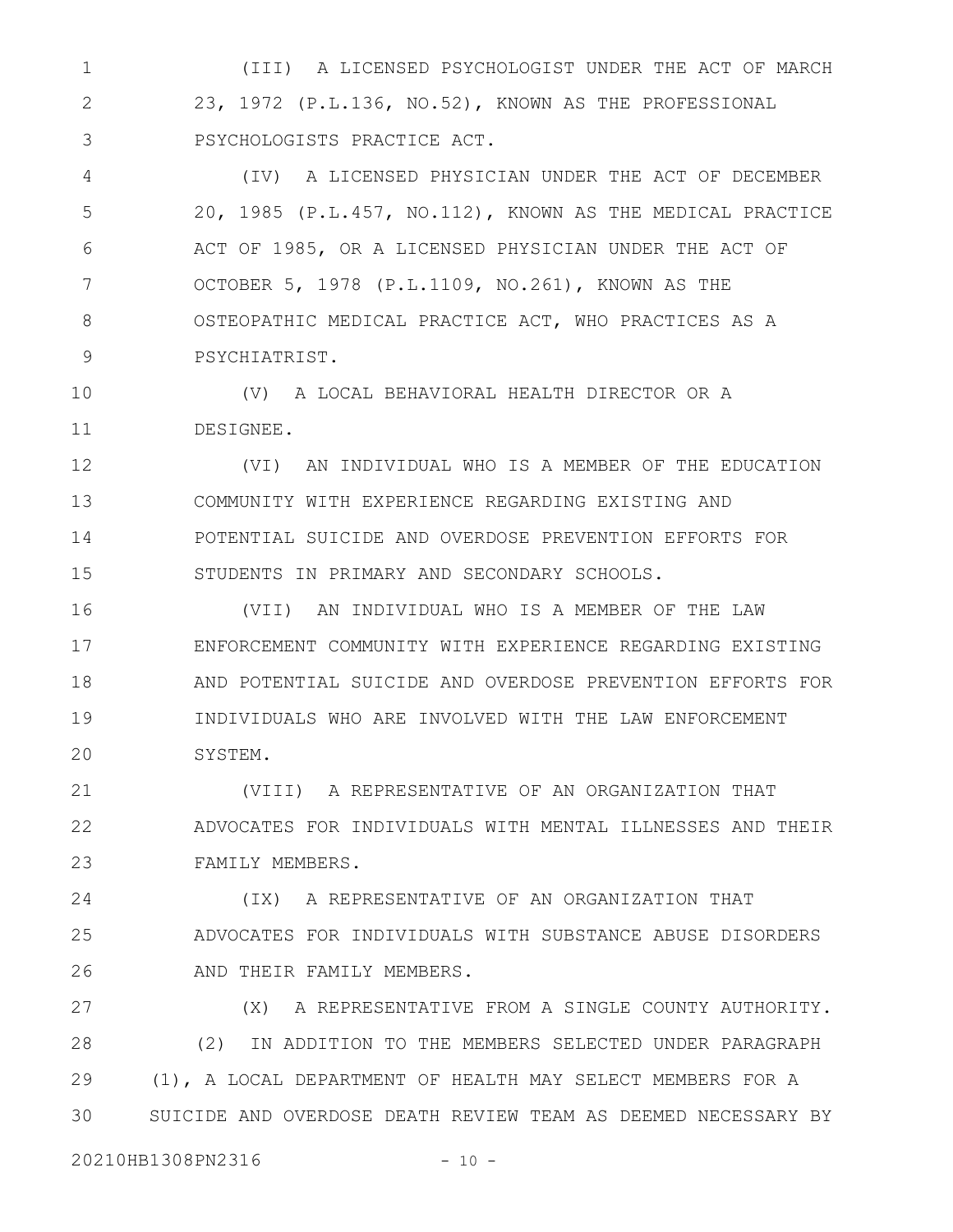(III) A LICENSED PSYCHOLOGIST UNDER THE ACT OF MARCH 23, 1972 (P.L.136, NO.52), KNOWN AS THE PROFESSIONAL PSYCHOLOGISTS PRACTICE ACT.

(IV) A LICENSED PHYSICIAN UNDER THE ACT OF DECEMBER 20, 1985 (P.L.457, NO.112), KNOWN AS THE MEDICAL PRACTICE ACT OF 1985, OR A LICENSED PHYSICIAN UNDER THE ACT OF OCTOBER 5, 1978 (P.L.1109, NO.261), KNOWN AS THE OSTEOPATHIC MEDICAL PRACTICE ACT, WHO PRACTICES AS A PSYCHIATRIST.

(V) A LOCAL BEHAVIORAL HEALTH DIRECTOR OR A DESIGNEE.

(VI) AN INDIVIDUAL WHO IS A MEMBER OF THE EDUCATION COMMUNITY WITH EXPERIENCE REGARDING EXISTING AND POTENTIAL SUICIDE AND OVERDOSE PREVENTION EFFORTS FOR STUDENTS IN PRIMARY AND SECONDARY SCHOOLS.

(VII) AN INDIVIDUAL WHO IS A MEMBER OF THE LAW ENFORCEMENT COMMUNITY WITH EXPERIENCE REGARDING EXISTING AND POTENTIAL SUICIDE AND OVERDOSE PREVENTION EFFORTS FOR INDIVIDUALS WHO ARE INVOLVED WITH THE LAW ENFORCEMENT SYSTEM.

(VIII) A REPRESENTATIVE OF AN ORGANIZATION THAT ADVOCATES FOR INDIVIDUALS WITH MENTAL ILLNESSES AND THEIR FAMILY MEMBERS.

(IX) A REPRESENTATIVE OF AN ORGANIZATION THAT ADVOCATES FOR INDIVIDUALS WITH SUBSTANCE ABUSE DISORDERS AND THEIR FAMILY MEMBERS.

(X) A REPRESENTATIVE FROM A SINGLE COUNTY AUTHORITY.

(2) IN ADDITION TO THE MEMBERS SELECTED UNDER PARAGRAPH (1), A LOCAL DEPARTMENT OF HEALTH MAY SELECT MEMBERS FOR A SUICIDE AND OVERDOSE DEATH REVIEW TEAM AS DEEMED NECESSARY BY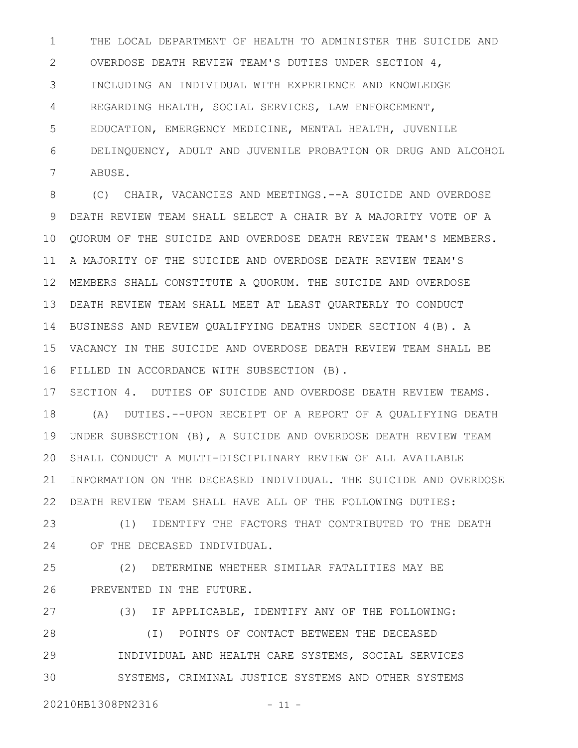THE LOCAL DEPARTMENT OF HEALTH TO ADMINISTER THE SUICIDE AND OVERDOSE DEATH REVIEW TEAM'S DUTIES UNDER SECTION 4, INCLUDING AN INDIVIDUAL WITH EXPERIENCE AND KNOWLEDGE REGARDING HEALTH, SOCIAL SERVICES, LAW ENFORCEMENT, EDUCATION, EMERGENCY MEDICINE, MENTAL HEALTH, JUVENILE DELINQUENCY, ADULT AND JUVENILE PROBATION OR DRUG AND ALCOHOL ABUSE.

(C) CHAIR, VACANCIES AND MEETINGS.--A SUICIDE AND OVERDOSE DEATH REVIEW TEAM SHALL SELECT A CHAIR BY A MAJORITY VOTE OF A QUORUM OF THE SUICIDE AND OVERDOSE DEATH REVIEW TEAM'S MEMBERS. A MAJORITY OF THE SUICIDE AND OVERDOSE DEATH REVIEW TEAM'S MEMBERS SHALL CONSTITUTE A QUORUM. THE SUICIDE AND OVERDOSE DEATH REVIEW TEAM SHALL MEET AT LEAST QUARTERLY TO CONDUCT BUSINESS AND REVIEW QUALIFYING DEATHS UNDER SECTION 4(B). A VACANCY IN THE SUICIDE AND OVERDOSE DEATH REVIEW TEAM SHALL BE FILLED IN ACCORDANCE WITH SUBSECTION (B).

SECTION 4. DUTIES OF SUICIDE AND OVERDOSE DEATH REVIEW TEAMS.

(A) DUTIES.--UPON RECEIPT OF A REPORT OF A QUALIFYING DEATH UNDER SUBSECTION (B), A SUICIDE AND OVERDOSE DEATH REVIEW TEAM SHALL CONDUCT A MULTI-DISCIPLINARY REVIEW OF ALL AVAILABLE INFORMATION ON THE DECEASED INDIVIDUAL. THE SUICIDE AND OVERDOSE DEATH REVIEW TEAM SHALL HAVE ALL OF THE FOLLOWING DUTIES:

(1) IDENTIFY THE FACTORS THAT CONTRIBUTED TO THE DEATH OF THE DECEASED INDIVIDUAL.

(2) DETERMINE WHETHER SIMILAR FATALITIES MAY BE PREVENTED IN THE FUTURE.

(3) IF APPLICABLE, IDENTIFY ANY OF THE FOLLOWING:

(I) POINTS OF CONTACT BETWEEN THE DECEASED INDIVIDUAL AND HEALTH CARE SYSTEMS, SOCIAL SERVICES SYSTEMS, CRIMINAL JUSTICE SYSTEMS AND OTHER SYSTEMS

20210HB1308PN2316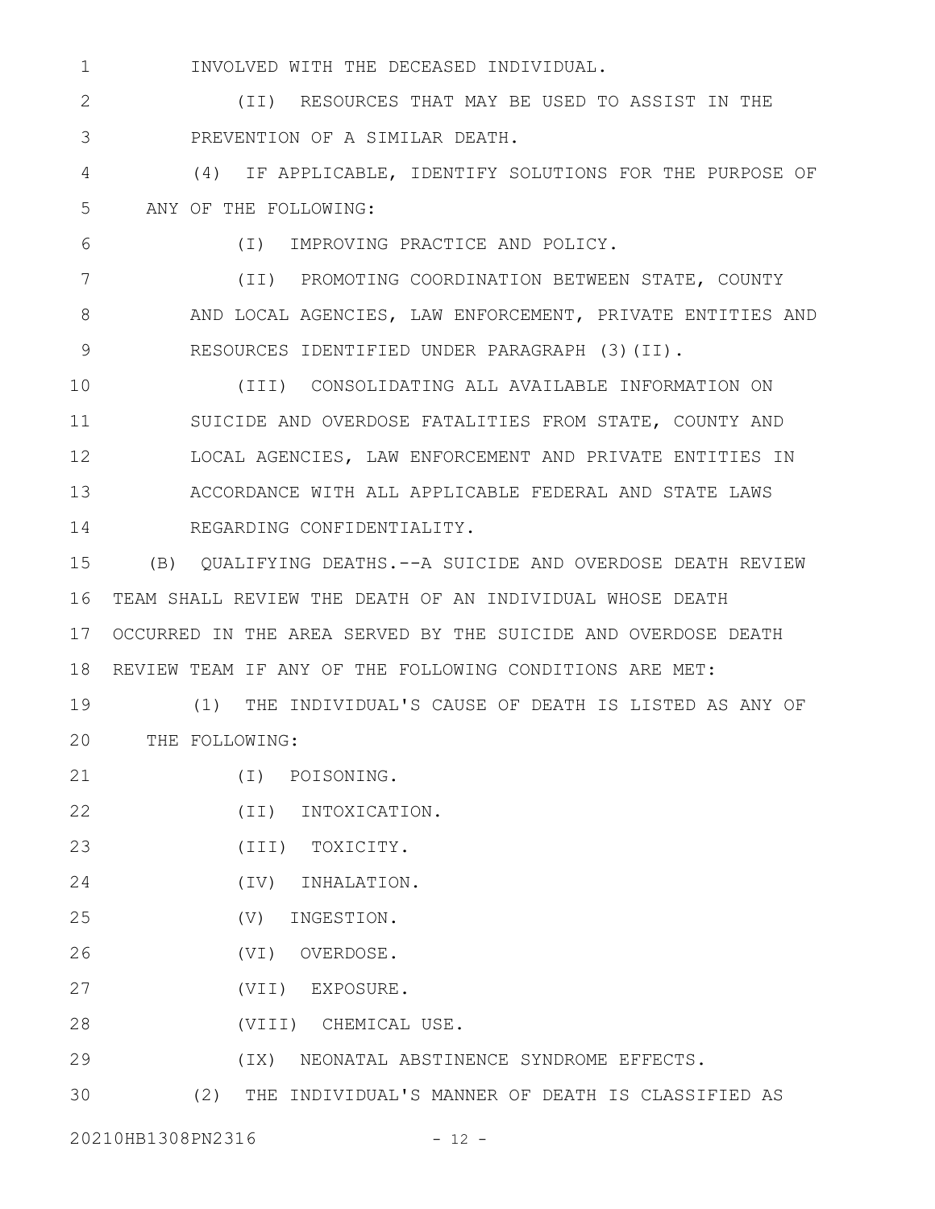INVOLVED WITH THE DECEASED INDIVIDUAL.

(II) RESOURCES THAT MAY BE USED TO ASSIST IN THE PREVENTION OF A SIMILAR DEATH.

(4) IF APPLICABLE, IDENTIFY SOLUTIONS FOR THE PURPOSE OF ANY OF THE FOLLOWING:

(I) IMPROVING PRACTICE AND POLICY.

(II) PROMOTING COORDINATION BETWEEN STATE, COUNTY AND LOCAL AGENCIES, LAW ENFORCEMENT, PRIVATE ENTITIES AND RESOURCES IDENTIFIED UNDER PARAGRAPH (3)(II).

(III) CONSOLIDATING ALL AVAILABLE INFORMATION ON SUICIDE AND OVERDOSE FATALITIES FROM STATE, COUNTY AND LOCAL AGENCIES, LAW ENFORCEMENT AND PRIVATE ENTITIES IN ACCORDANCE WITH ALL APPLICABLE FEDERAL AND STATE LAWS REGARDING CONFIDENTIALITY.

(B) QUALIFYING DEATHS.--A SUICIDE AND OVERDOSE DEATH REVIEW TEAM SHALL REVIEW THE DEATH OF AN INDIVIDUAL WHOSE DEATH OCCURRED IN THE AREA SERVED BY THE SUICIDE AND OVERDOSE DEATH REVIEW TEAM IF ANY OF THE FOLLOWING CONDITIONS ARE MET:

(1) THE INDIVIDUAL'S CAUSE OF DEATH IS LISTED AS ANY OF THE FOLLOWING:

(I) POISONING.

(II) INTOXICATION.

(III) TOXICITY.

(IV) INHALATION.

(V) INGESTION.

(VI) OVERDOSE.

(VII) EXPOSURE.

(VIII) CHEMICAL USE.

(IX) NEONATAL ABSTINENCE SYNDROME EFFECTS.

(2) THE INDIVIDUAL'S MANNER OF DEATH IS CLASSIFIED AS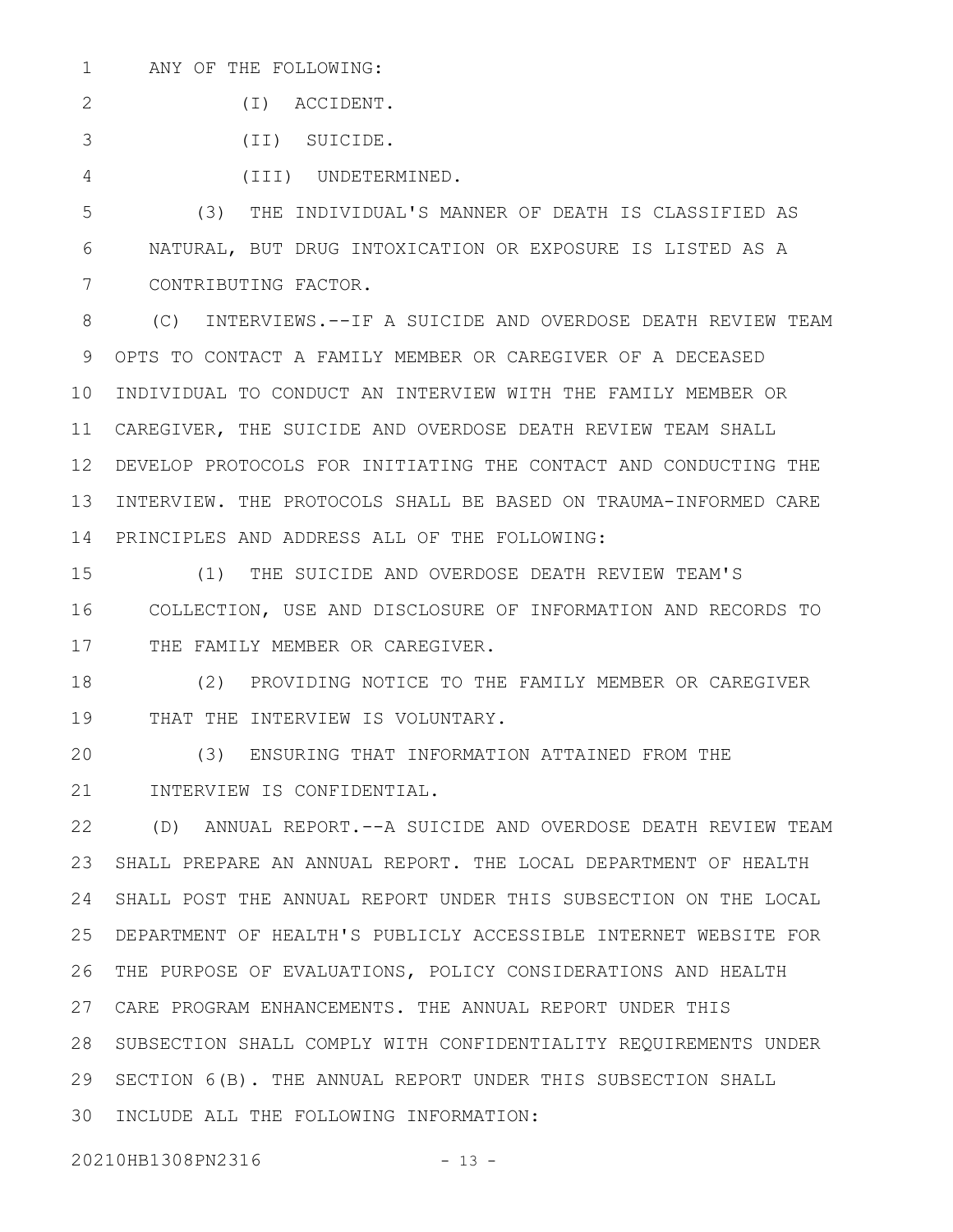ANY OF THE FOLLOWING:

(I) ACCIDENT.

(II) SUICIDE.

(III) UNDETERMINED.

(3) THE INDIVIDUAL'S MANNER OF DEATH IS CLASSIFIED AS NATURAL, BUT DRUG INTOXICATION OR EXPOSURE IS LISTED AS A CONTRIBUTING FACTOR.

(C) INTERVIEWS.--IF A SUICIDE AND OVERDOSE DEATH REVIEW TEAM OPTS TO CONTACT A FAMILY MEMBER OR CAREGIVER OF A DECEASED INDIVIDUAL TO CONDUCT AN INTERVIEW WITH THE FAMILY MEMBER OR CAREGIVER, THE SUICIDE AND OVERDOSE DEATH REVIEW TEAM SHALL DEVELOP PROTOCOLS FOR INITIATING THE CONTACT AND CONDUCTING THE INTERVIEW. THE PROTOCOLS SHALL BE BASED ON TRAUMA-INFORMED CARE PRINCIPLES AND ADDRESS ALL OF THE FOLLOWING:

(1) THE SUICIDE AND OVERDOSE DEATH REVIEW TEAM'S COLLECTION, USE AND DISCLOSURE OF INFORMATION AND RECORDS TO THE FAMILY MEMBER OR CAREGIVER.

(2) PROVIDING NOTICE TO THE FAMILY MEMBER OR CAREGIVER THAT THE INTERVIEW IS VOLUNTARY.

(3) ENSURING THAT INFORMATION ATTAINED FROM THE INTERVIEW IS CONFIDENTIAL.

(D) ANNUAL REPORT.--A SUICIDE AND OVERDOSE DEATH REVIEW TEAM SHALL PREPARE AN ANNUAL REPORT. THE LOCAL DEPARTMENT OF HEALTH SHALL POST THE ANNUAL REPORT UNDER THIS SUBSECTION ON THE LOCAL DEPARTMENT OF HEALTH'S PUBLICLY ACCESSIBLE INTERNET WEBSITE FOR THE PURPOSE OF EVALUATIONS, POLICY CONSIDERATIONS AND HEALTH CARE PROGRAM ENHANCEMENTS. THE ANNUAL REPORT UNDER THIS SUBSECTION SHALL COMPLY WITH CONFIDENTIALITY REQUIREMENTS UNDER SECTION 6(B). THE ANNUAL REPORT UNDER THIS SUBSECTION SHALL INCLUDE ALL THE FOLLOWING INFORMATION: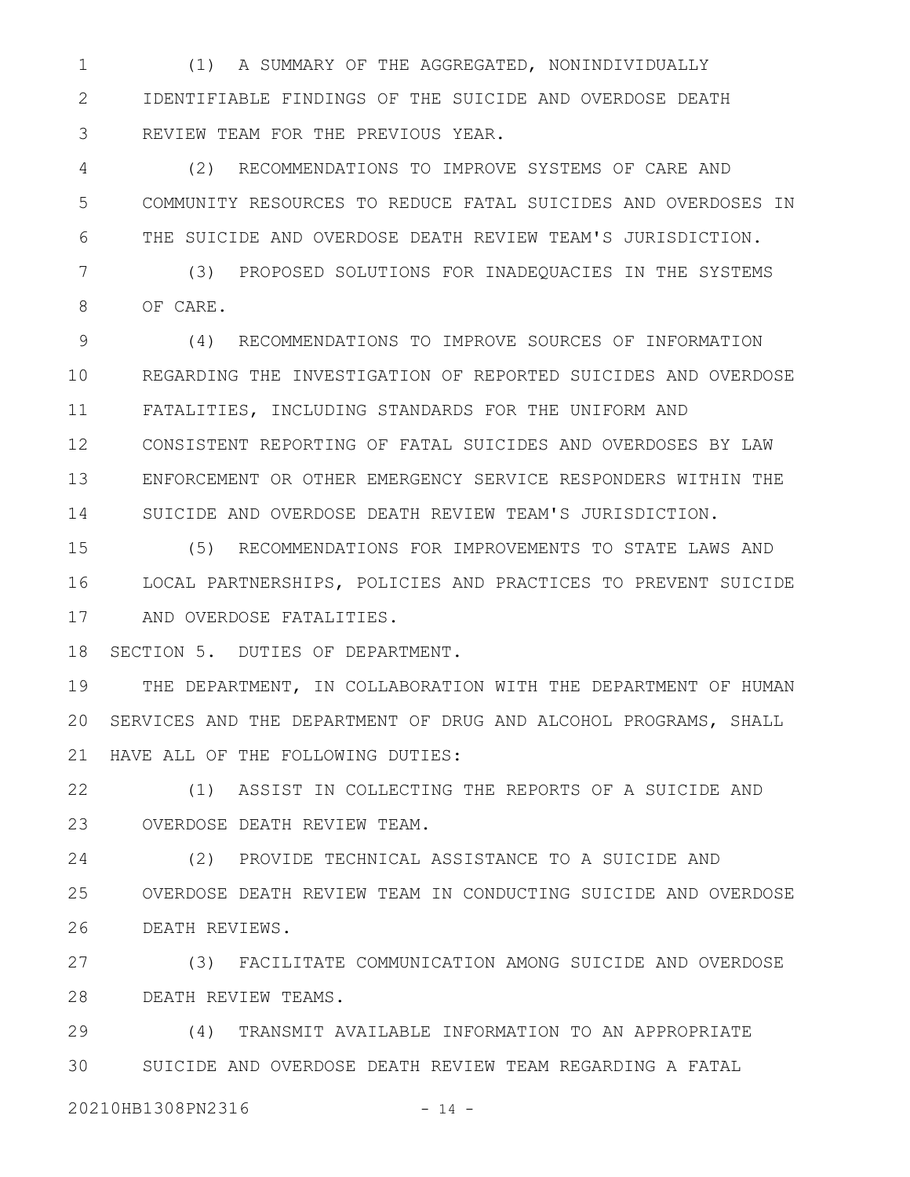(1) A SUMMARY OF THE AGGREGATED, NONINDIVIDUALLY IDENTIFIABLE FINDINGS OF THE SUICIDE AND OVERDOSE DEATH REVIEW TEAM FOR THE PREVIOUS YEAR.

(2) RECOMMENDATIONS TO IMPROVE SYSTEMS OF CARE AND COMMUNITY RESOURCES TO REDUCE FATAL SUICIDES AND OVERDOSES IN THE SUICIDE AND OVERDOSE DEATH REVIEW TEAM'S JURISDICTION.

(3) PROPOSED SOLUTIONS FOR INADEQUACIES IN THE SYSTEMS OF CARE.

(4) RECOMMENDATIONS TO IMPROVE SOURCES OF INFORMATION REGARDING THE INVESTIGATION OF REPORTED SUICIDES AND OVERDOSE FATALITIES, INCLUDING STANDARDS FOR THE UNIFORM AND CONSISTENT REPORTING OF FATAL SUICIDES AND OVERDOSES BY LAW ENFORCEMENT OR OTHER EMERGENCY SERVICE RESPONDERS WITHIN THE SUICIDE AND OVERDOSE DEATH REVIEW TEAM'S JURISDICTION.

(5) RECOMMENDATIONS FOR IMPROVEMENTS TO STATE LAWS AND LOCAL PARTNERSHIPS, POLICIES AND PRACTICES TO PREVENT SUICIDE AND OVERDOSE FATALITIES.

SECTION 5. DUTIES OF DEPARTMENT.

THE DEPARTMENT, IN COLLABORATION WITH THE DEPARTMENT OF HUMAN SERVICES AND THE DEPARTMENT OF DRUG AND ALCOHOL PROGRAMS, SHALL HAVE ALL OF THE FOLLOWING DUTIES:

(1) ASSIST IN COLLECTING THE REPORTS OF A SUICIDE AND OVERDOSE DEATH REVIEW TEAM.

(2) PROVIDE TECHNICAL ASSISTANCE TO A SUICIDE AND OVERDOSE DEATH REVIEW TEAM IN CONDUCTING SUICIDE AND OVERDOSE DEATH REVIEWS.

(3) FACILITATE COMMUNICATION AMONG SUICIDE AND OVERDOSE DEATH REVIEW TEAMS.

(4) TRANSMIT AVAILABLE INFORMATION TO AN APPROPRIATE SUICIDE AND OVERDOSE DEATH REVIEW TEAM REGARDING A FATAL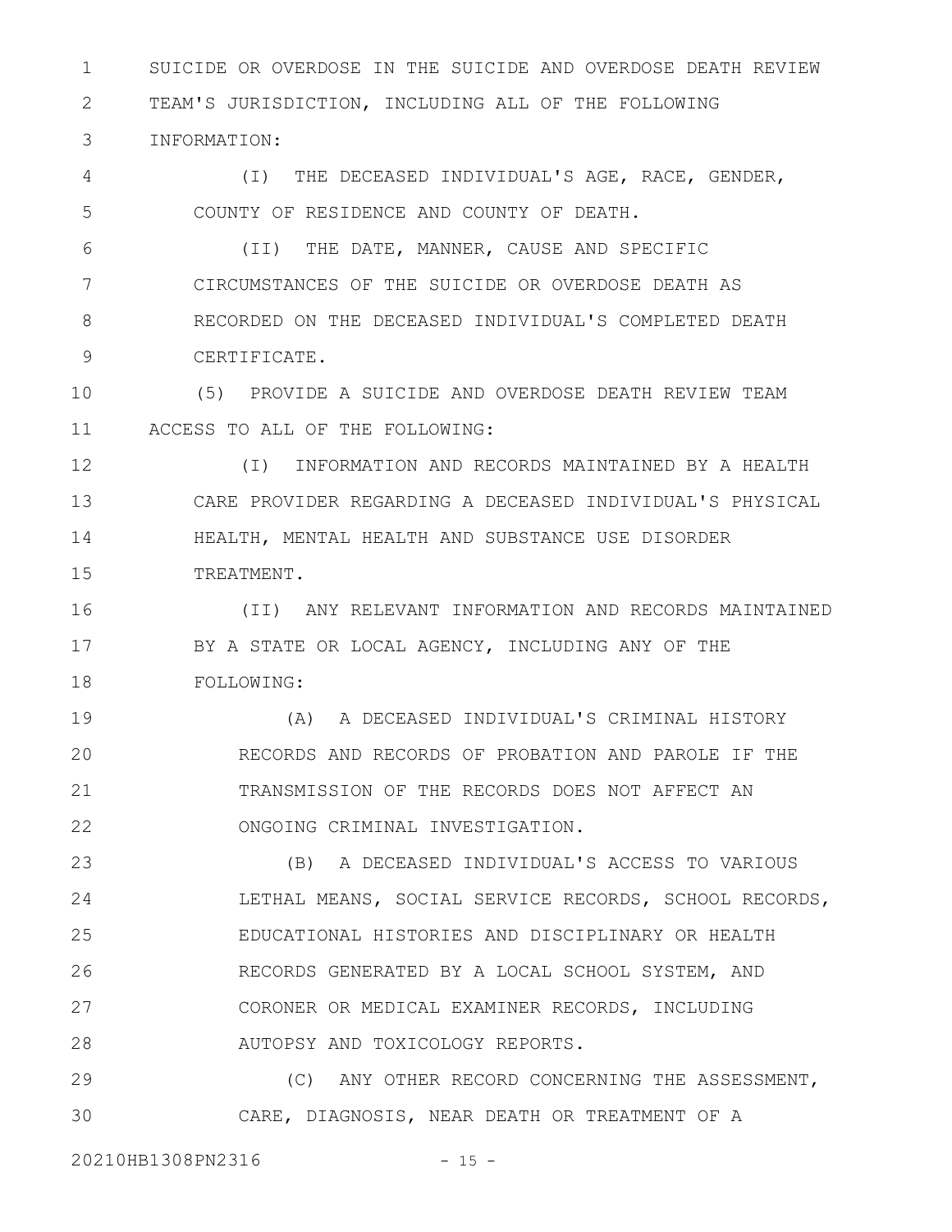SUICIDE OR OVERDOSE IN THE SUICIDE AND OVERDOSE DEATH REVIEW TEAM'S JURISDICTION, INCLUDING ALL OF THE FOLLOWING INFORMATION:

(I) THE DECEASED INDIVIDUAL'S AGE, RACE, GENDER, COUNTY OF RESIDENCE AND COUNTY OF DEATH.

(II) THE DATE, MANNER, CAUSE AND SPECIFIC CIRCUMSTANCES OF THE SUICIDE OR OVERDOSE DEATH AS RECORDED ON THE DECEASED INDIVIDUAL'S COMPLETED DEATH CERTIFICATE.

(5) PROVIDE A SUICIDE AND OVERDOSE DEATH REVIEW TEAM ACCESS TO ALL OF THE FOLLOWING:

(I) INFORMATION AND RECORDS MAINTAINED BY A HEALTH CARE PROVIDER REGARDING A DECEASED INDIVIDUAL'S PHYSICAL HEALTH, MENTAL HEALTH AND SUBSTANCE USE DISORDER TREATMENT.

(II) ANY RELEVANT INFORMATION AND RECORDS MAINTAINED BY A STATE OR LOCAL AGENCY, INCLUDING ANY OF THE FOLLOWING:

(A) A DECEASED INDIVIDUAL'S CRIMINAL HISTORY RECORDS AND RECORDS OF PROBATION AND PAROLE IF THE TRANSMISSION OF THE RECORDS DOES NOT AFFECT AN ONGOING CRIMINAL INVESTIGATION.

(B) A DECEASED INDIVIDUAL'S ACCESS TO VARIOUS LETHAL MEANS, SOCIAL SERVICE RECORDS, SCHOOL RECORDS, EDUCATIONAL HISTORIES AND DISCIPLINARY OR HEALTH RECORDS GENERATED BY A LOCAL SCHOOL SYSTEM, AND CORONER OR MEDICAL EXAMINER RECORDS, INCLUDING AUTOPSY AND TOXICOLOGY REPORTS.

(C) ANY OTHER RECORD CONCERNING THE ASSESSMENT, CARE, DIAGNOSIS, NEAR DEATH OR TREATMENT OF A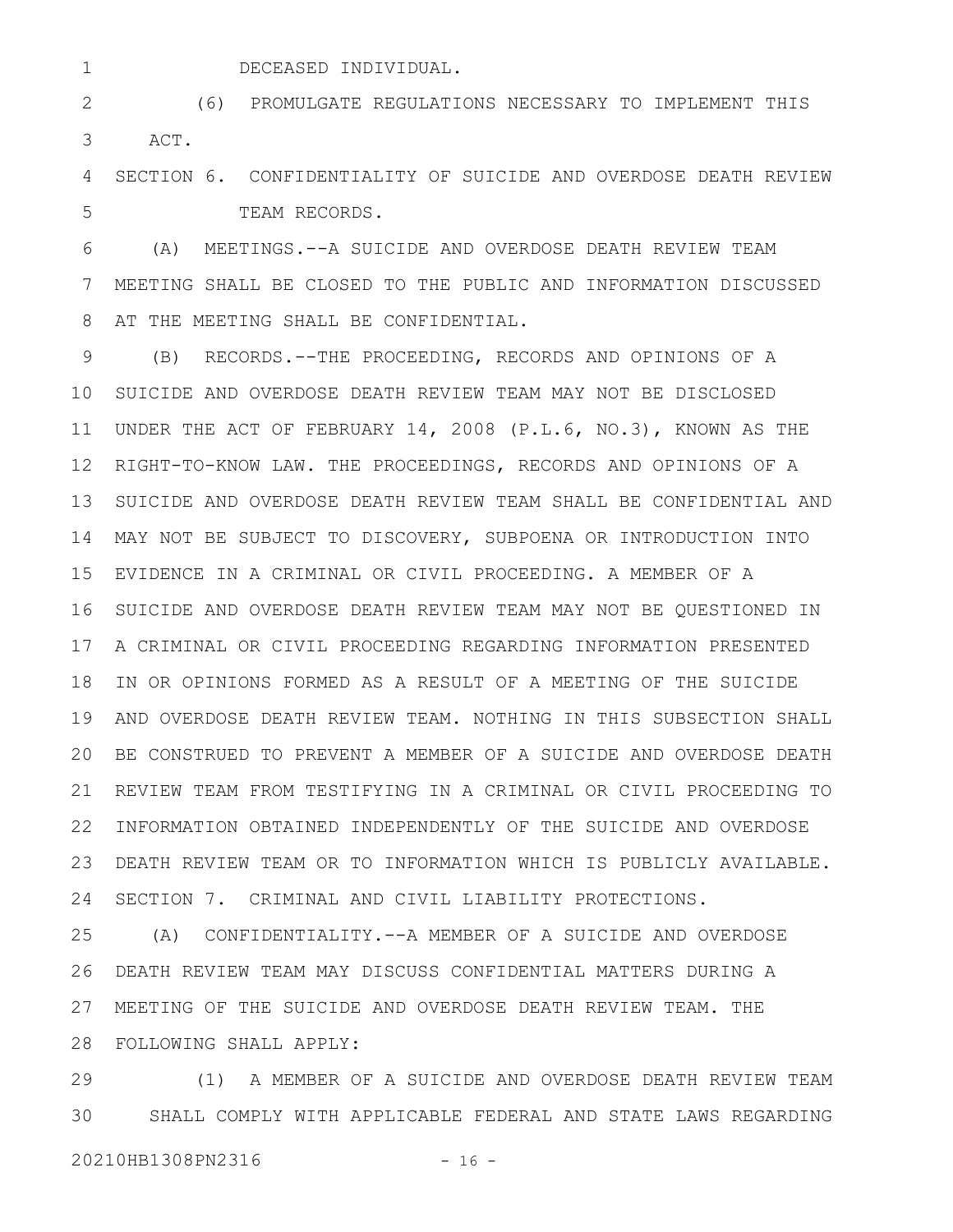DECEASED INDIVIDUAL.

(6) PROMULGATE REGULATIONS NECESSARY TO IMPLEMENT THIS ACT.

SECTION 6. CONFIDENTIALITY OF SUICIDE AND OVERDOSE DEATH REVIEW TEAM RECORDS.

(A) MEETINGS.--A SUICIDE AND OVERDOSE DEATH REVIEW TEAM MEETING SHALL BE CLOSED TO THE PUBLIC AND INFORMATION DISCUSSED AT THE MEETING SHALL BE CONFIDENTIAL.

(B) RECORDS.--THE PROCEEDING, RECORDS AND OPINIONS OF A SUICIDE AND OVERDOSE DEATH REVIEW TEAM MAY NOT BE DISCLOSED UNDER THE ACT OF FEBRUARY 14, 2008 (P.L.6, NO.3), KNOWN AS THE RIGHT-TO-KNOW LAW. THE PROCEEDINGS, RECORDS AND OPINIONS OF A SUICIDE AND OVERDOSE DEATH REVIEW TEAM SHALL BE CONFIDENTIAL AND MAY NOT BE SUBJECT TO DISCOVERY, SUBPOENA OR INTRODUCTION INTO EVIDENCE IN A CRIMINAL OR CIVIL PROCEEDING. A MEMBER OF A SUICIDE AND OVERDOSE DEATH REVIEW TEAM MAY NOT BE QUESTIONED IN A CRIMINAL OR CIVIL PROCEEDING REGARDING INFORMATION PRESENTED IN OR OPINIONS FORMED AS A RESULT OF A MEETING OF THE SUICIDE AND OVERDOSE DEATH REVIEW TEAM. NOTHING IN THIS SUBSECTION SHALL BE CONSTRUED TO PREVENT A MEMBER OF A SUICIDE AND OVERDOSE DEATH REVIEW TEAM FROM TESTIFYING IN A CRIMINAL OR CIVIL PROCEEDING TO INFORMATION OBTAINED INDEPENDENTLY OF THE SUICIDE AND OVERDOSE DEATH REVIEW TEAM OR TO INFORMATION WHICH IS PUBLICLY AVAILABLE.

SECTION 7. CRIMINAL AND CIVIL LIABILITY PROTECTIONS.

(A) CONFIDENTIALITY.--A MEMBER OF A SUICIDE AND OVERDOSE DEATH REVIEW TEAM MAY DISCUSS CONFIDENTIAL MATTERS DURING A MEETING OF THE SUICIDE AND OVERDOSE DEATH REVIEW TEAM. THE FOLLOWING SHALL APPLY:

(1) A MEMBER OF A SUICIDE AND OVERDOSE DEATH REVIEW TEAM SHALL COMPLY WITH APPLICABLE FEDERAL AND STATE LAWS REGARDING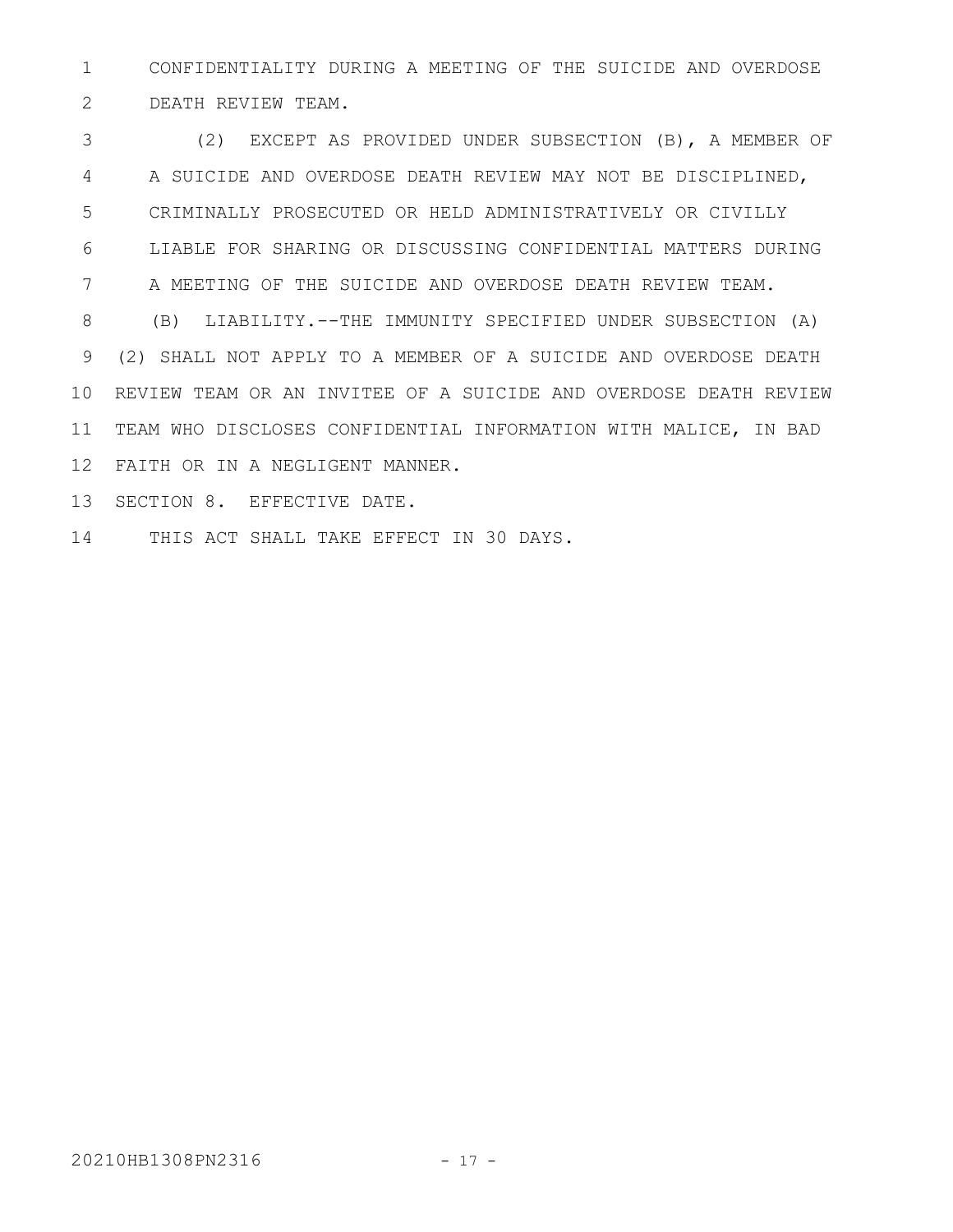CONFIDENTIALITY DURING A MEETING OF THE SUICIDE AND OVERDOSE DEATH REVIEW TEAM.

(2) EXCEPT AS PROVIDED UNDER SUBSECTION (B), A MEMBER OF A SUICIDE AND OVERDOSE DEATH REVIEW MAY NOT BE DISCIPLINED, CRIMINALLY PROSECUTED OR HELD ADMINISTRATIVELY OR CIVILLY LIABLE FOR SHARING OR DISCUSSING CONFIDENTIAL MATTERS DURING A MEETING OF THE SUICIDE AND OVERDOSE DEATH REVIEW TEAM.

(B) LIABILITY.--THE IMMUNITY SPECIFIED UNDER SUBSECTION (A)(2) SHALL NOT APPLY TO A MEMBER OF A SUICIDE AND OVERDOSE DEATH REVIEW TEAM OR AN INVITEE OF A SUICIDE AND OVERDOSE DEATH REVIEW TEAM WHO DISCLOSES CONFIDENTIAL INFORMATION WITH MALICE, IN BAD FAITH OR IN A NEGLIGENT MANNER.

SECTION 8. EFFECTIVE DATE.

THIS ACT SHALL TAKE EFFECT IN 30 DAYS.